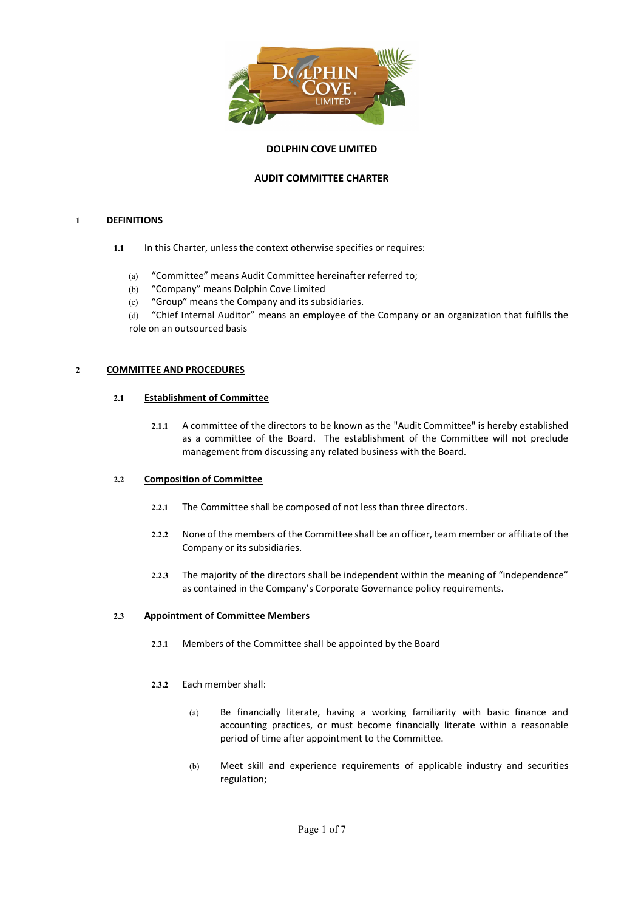**DOLPHIN COVE LIMITED**

**AUDIT COMMITTEE CHARTER**

## 1 DEFINITIONS

**1.1** In this Charter, unless the context otherwise specifies or requires:

(a) "Committee" means Audit Committee hereinafter referred to;

(b) "Company" means Dolphin Cove Limited

(c) "Group" means the Company and its subsidiaries.

(d) "Chief Internal Auditor" means an employee of the Company or an organization that fulfills the role on an outsourced basis

## 2 COMMITTEE AND PROCEDURES

### 2.1 Establishment of Committee

**2.1.1** A committee of the directors to be known as the "Audit Committee" is hereby established as a committee of the Board. The establishment of the Committee will not preclude management from discussing any related business with the Board.

### 2.2 Composition of Committee

**2.2.1** The Committee shall be composed of not less than three directors.

**2.2.2** None of the members of the Committee shall be an officer, team member or affiliate of the Company or its subsidiaries.

**2.2.3** The majority of the directors shall be independent within the meaning of "independence" as contained in the Company's Corporate Governance policy requirements.

### 2.3 Appointment of Committee Members

**2.3.1** Members of the Committee shall be appointed by the Board

**2.3.2** Each member shall:

(a) Be financially literate, having a working familiarity with basic finance and accounting practices, or must become financially literate within a reasonable period of time after appointment to the Committee.

(b) Meet skill and experience requirements of applicable industry and securities regulation;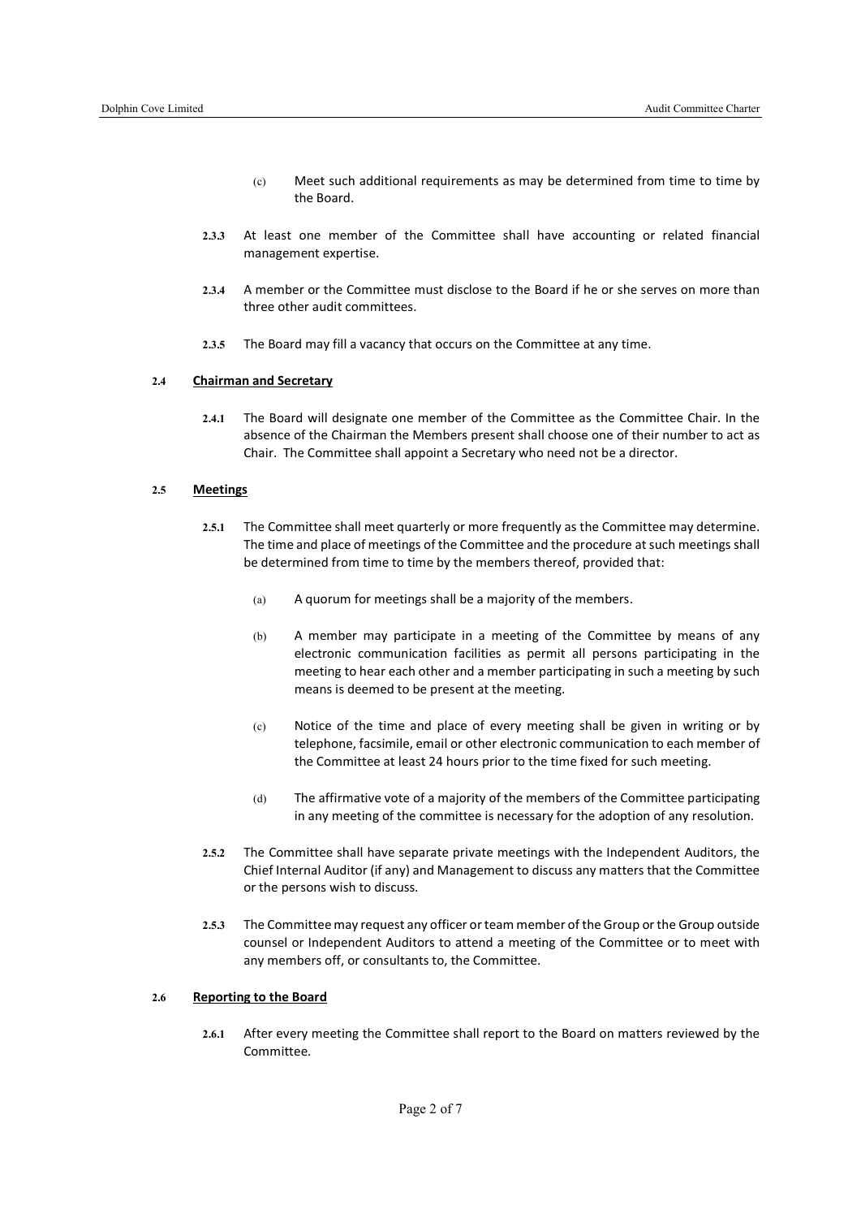(c) Meet such additional requirements as may be determined from time to time by the Board.

**2.3.3** At least one member of the Committee shall have accounting or related financial management expertise.

**2.3.4** A member or the Committee must disclose to the Board if he or she serves on more than three other audit committees.

**2.3.5** The Board may fill a vacancy that occurs on the Committee at any time.

### 2.4 Chairman and Secretary

**2.4.1** The Board will designate one member of the Committee as the Committee Chair. In the absence of the Chairman the Members present shall choose one of their number to act as Chair. The Committee shall appoint a Secretary who need not be a director.

### 2.5 Meetings

**2.5.1** The Committee shall meet quarterly or more frequently as the Committee may determine. The time and place of meetings of the Committee and the procedure at such meetings shall be determined from time to time by the members thereof, provided that:

(a) A quorum for meetings shall be a majority of the members.

(b) A member may participate in a meeting of the Committee by means of any electronic communication facilities as permit all persons participating in the meeting to hear each other and a member participating in such a meeting by such means is deemed to be present at the meeting.

(c) Notice of the time and place of every meeting shall be given in writing or by telephone, facsimile, email or other electronic communication to each member of the Committee at least 24 hours prior to the time fixed for such meeting.

(d) The affirmative vote of a majority of the members of the Committee participating in any meeting of the committee is necessary for the adoption of any resolution.

**2.5.2** The Committee shall have separate private meetings with the Independent Auditors, the Chief Internal Auditor (if any) and Management to discuss any matters that the Committee or the persons wish to discuss.

**2.5.3** The Committee may request any officer or team member of the Group or the Group outside counsel or Independent Auditors to attend a meeting of the Committee or to meet with any members off, or consultants to, the Committee.

### 2.6 Reporting to the Board

**2.6.1** After every meeting the Committee shall report to the Board on matters reviewed by the Committee.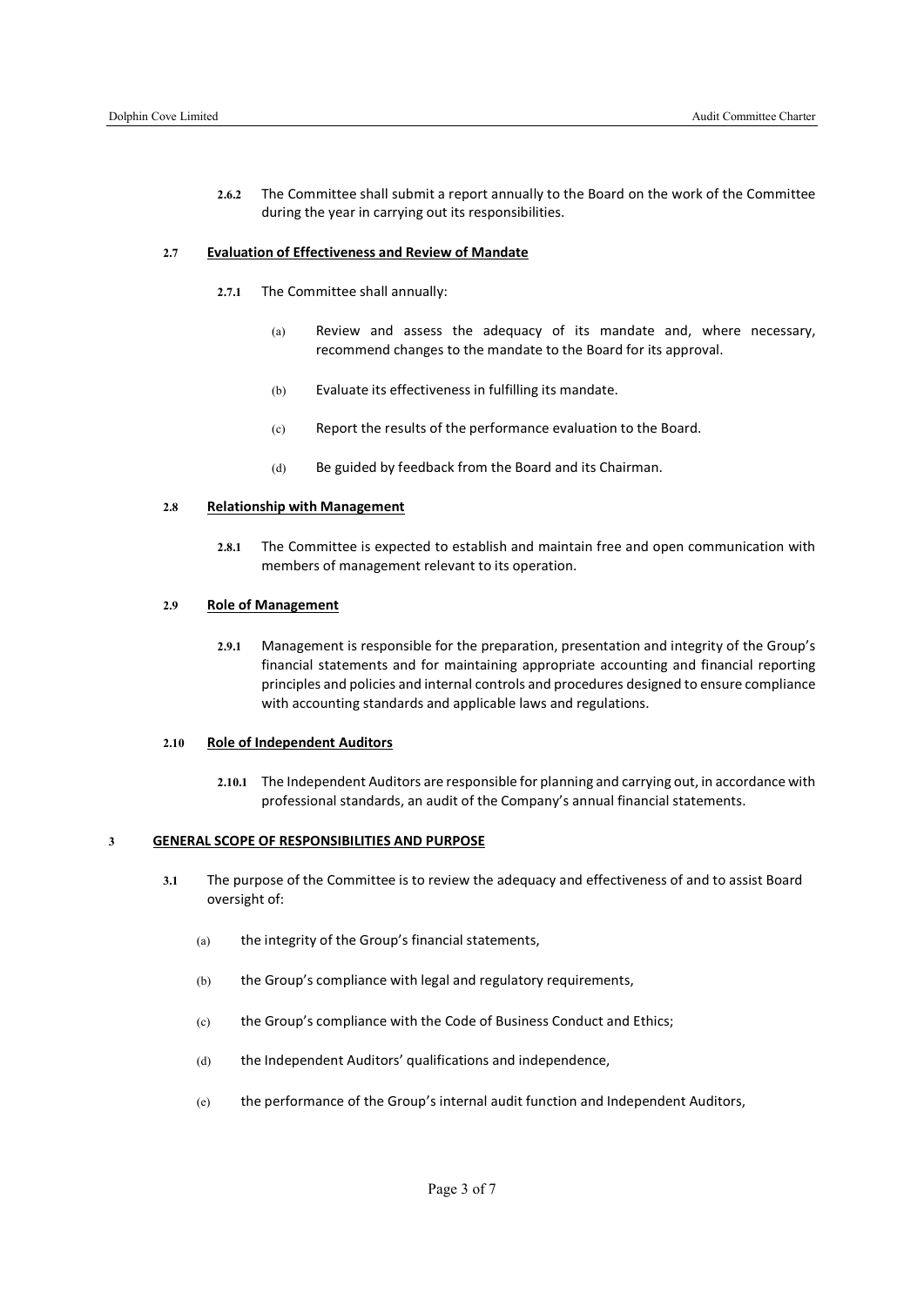**2.6.2** The Committee shall submit a report annually to the Board on the work of the Committee during the year in carrying out its responsibilities.

**2.7 Evaluation of Effectiveness and Review of Mandate**

**2.7.1** The Committee shall annually:

(a) Review and assess the adequacy of its mandate and, where necessary, recommend changes to the mandate to the Board for its approval.

(b) Evaluate its effectiveness in fulfilling its mandate.

(c) Report the results of the performance evaluation to the Board.

(d) Be guided by feedback from the Board and its Chairman.

**2.8 Relationship with Management**

**2.8.1** The Committee is expected to establish and maintain free and open communication with members of management relevant to its operation.

**2.9 Role of Management**

**2.9.1** Management is responsible for the preparation, presentation and integrity of the Group's financial statements and for maintaining appropriate accounting and financial reporting principles and policies and internal controls and procedures designed to ensure compliance with accounting standards and applicable laws and regulations.

**2.10 Role of Independent Auditors**

**2.10.1** The Independent Auditors are responsible for planning and carrying out, in accordance with professional standards, an audit of the Company's annual financial statements.

## 3 GENERAL SCOPE OF RESPONSIBILITIES AND PURPOSE

**3.1** The purpose of the Committee is to review the adequacy and effectiveness of and to assist Board oversight of:

(a) the integrity of the Group's financial statements,

(b) the Group's compliance with legal and regulatory requirements,

(c) the Group's compliance with the Code of Business Conduct and Ethics;

(d) the Independent Auditors' qualifications and independence,

(e) the performance of the Group's internal audit function and Independent Auditors,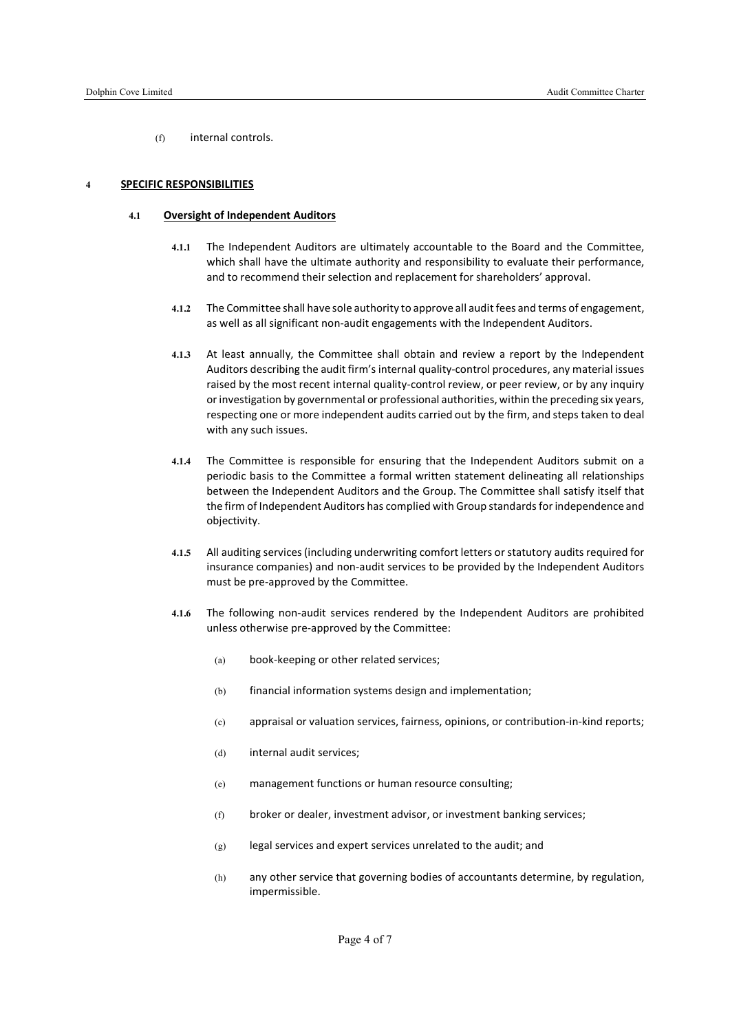(f) internal controls.

## 4 SPECIFIC RESPONSIBILITIES

### 4.1 Oversight of Independent Auditors

**4.1.1** The Independent Auditors are ultimately accountable to the Board and the Committee, which shall have the ultimate authority and responsibility to evaluate their performance, and to recommend their selection and replacement for shareholders' approval.

**4.1.2** The Committee shall have sole authority to approve all audit fees and terms of engagement, as well as all significant non-audit engagements with the Independent Auditors.

**4.1.3** At least annually, the Committee shall obtain and review a report by the Independent Auditors describing the audit firm's internal quality-control procedures, any material issues raised by the most recent internal quality-control review, or peer review, or by any inquiry or investigation by governmental or professional authorities, within the preceding six years, respecting one or more independent audits carried out by the firm, and steps taken to deal with any such issues.

**4.1.4** The Committee is responsible for ensuring that the Independent Auditors submit on a periodic basis to the Committee a formal written statement delineating all relationships between the Independent Auditors and the Group. The Committee shall satisfy itself that the firm of Independent Auditors has complied with Group standards for independence and objectivity.

**4.1.5** All auditing services (including underwriting comfort letters or statutory audits required for insurance companies) and non-audit services to be provided by the Independent Auditors must be pre-approved by the Committee.

**4.1.6** The following non-audit services rendered by the Independent Auditors are prohibited unless otherwise pre-approved by the Committee:

(a) book-keeping or other related services;

(b) financial information systems design and implementation;

(c) appraisal or valuation services, fairness, opinions, or contribution-in-kind reports;

(d) internal audit services;

(e) management functions or human resource consulting;

(f) broker or dealer, investment advisor, or investment banking services;

(g) legal services and expert services unrelated to the audit; and

(h) any other service that governing bodies of accountants determine, by regulation, impermissible.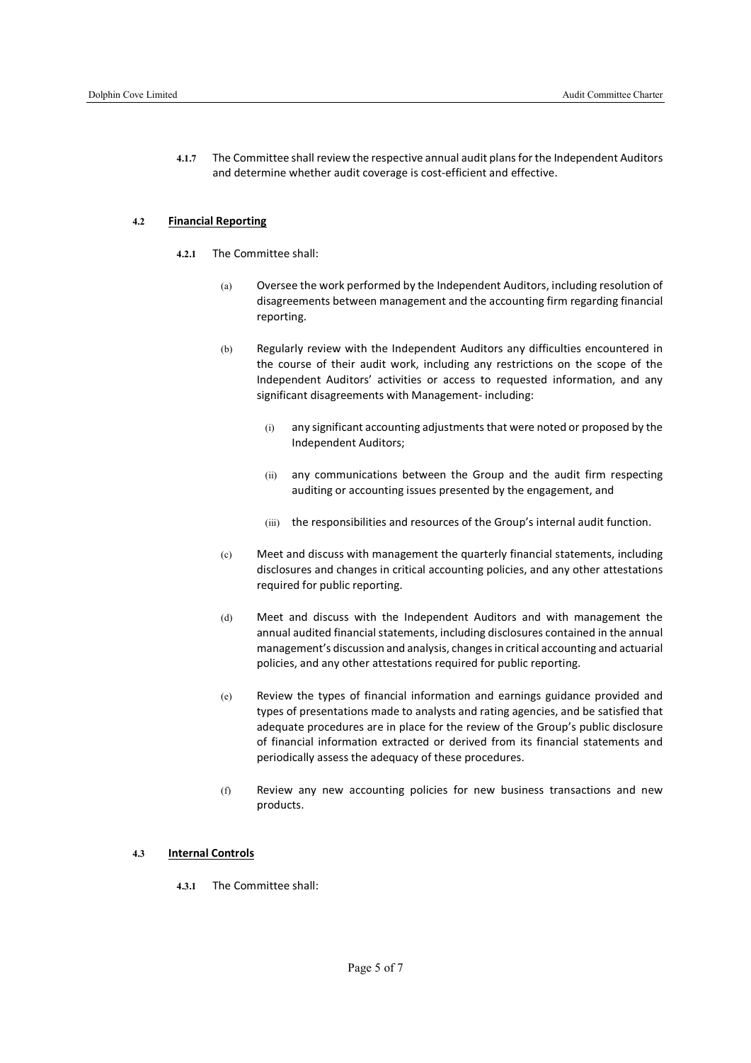**4.1.7** The Committee shall review the respective annual audit plans for the Independent Auditors and determine whether audit coverage is cost-efficient and effective.

## 4.2 Financial Reporting

**4.2.1** The Committee shall:

(a) Oversee the work performed by the Independent Auditors, including resolution of disagreements between management and the accounting firm regarding financial reporting.

(b) Regularly review with the Independent Auditors any difficulties encountered in the course of their audit work, including any restrictions on the scope of the Independent Auditors' activities or access to requested information, and any significant disagreements with Management- including:

  (i) any significant accounting adjustments that were noted or proposed by the Independent Auditors;

  (ii) any communications between the Group and the audit firm respecting auditing or accounting issues presented by the engagement, and

  (iii) the responsibilities and resources of the Group's internal audit function.

(c) Meet and discuss with management the quarterly financial statements, including disclosures and changes in critical accounting policies, and any other attestations required for public reporting.

(d) Meet and discuss with the Independent Auditors and with management the annual audited financial statements, including disclosures contained in the annual management's discussion and analysis, changes in critical accounting and actuarial policies, and any other attestations required for public reporting.

(e) Review the types of financial information and earnings guidance provided and types of presentations made to analysts and rating agencies, and be satisfied that adequate procedures are in place for the review of the Group's public disclosure of financial information extracted or derived from its financial statements and periodically assess the adequacy of these procedures.

(f) Review any new accounting policies for new business transactions and new products.

## 4.3 Internal Controls

**4.3.1** The Committee shall: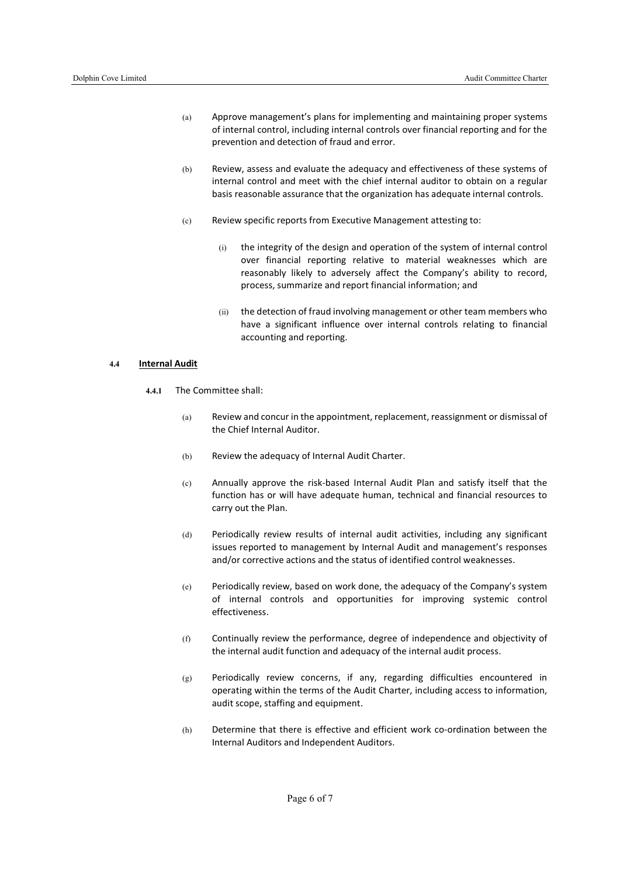(a) Approve management's plans for implementing and maintaining proper systems of internal control, including internal controls over financial reporting and for the prevention and detection of fraud and error.

(b) Review, assess and evaluate the adequacy and effectiveness of these systems of internal control and meet with the chief internal auditor to obtain on a regular basis reasonable assurance that the organization has adequate internal controls.

(c) Review specific reports from Executive Management attesting to:

  (i) the integrity of the design and operation of the system of internal control over financial reporting relative to material weaknesses which are reasonably likely to adversely affect the Company's ability to record, process, summarize and report financial information; and

  (ii) the detection of fraud involving management or other team members who have a significant influence over internal controls relating to financial accounting and reporting.

### 4.4 Internal Audit

**4.4.1** The Committee shall:

(a) Review and concur in the appointment, replacement, reassignment or dismissal of the Chief Internal Auditor.

(b) Review the adequacy of Internal Audit Charter.

(c) Annually approve the risk-based Internal Audit Plan and satisfy itself that the function has or will have adequate human, technical and financial resources to carry out the Plan.

(d) Periodically review results of internal audit activities, including any significant issues reported to management by Internal Audit and management's responses and/or corrective actions and the status of identified control weaknesses.

(e) Periodically review, based on work done, the adequacy of the Company's system of internal controls and opportunities for improving systemic control effectiveness.

(f) Continually review the performance, degree of independence and objectivity of the internal audit function and adequacy of the internal audit process.

(g) Periodically review concerns, if any, regarding difficulties encountered in operating within the terms of the Audit Charter, including access to information, audit scope, staffing and equipment.

(h) Determine that there is effective and efficient work co-ordination between the Internal Auditors and Independent Auditors.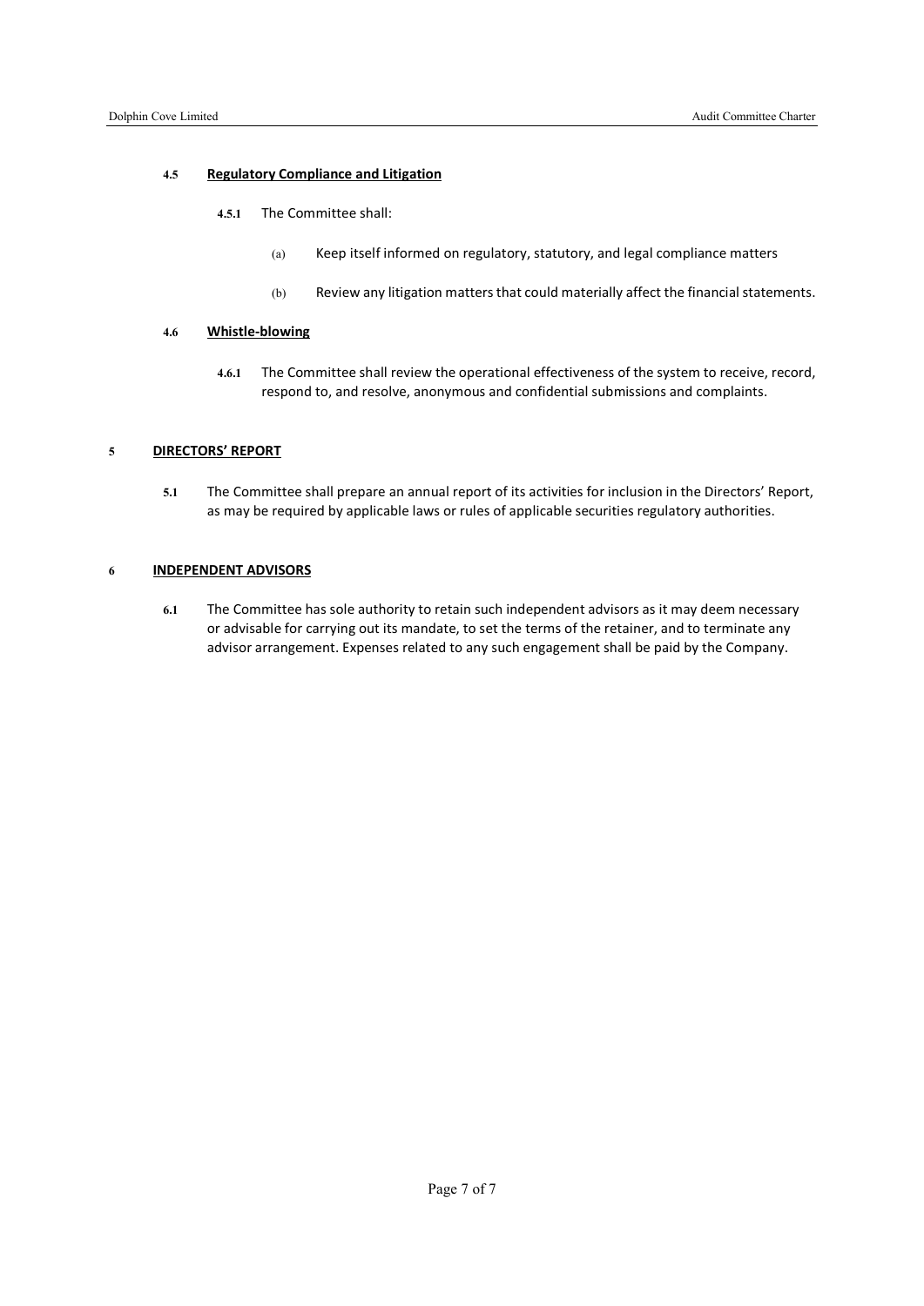### 4.5 Regulatory Compliance and Litigation

**4.5.1** The Committee shall:

(a) Keep itself informed on regulatory, statutory, and legal compliance matters

(b) Review any litigation matters that could materially affect the financial statements.

### 4.6 Whistle-blowing

**4.6.1** The Committee shall review the operational effectiveness of the system to receive, record, respond to, and resolve, anonymous and confidential submissions and complaints.

## 5 DIRECTORS' REPORT

**5.1** The Committee shall prepare an annual report of its activities for inclusion in the Directors' Report, as may be required by applicable laws or rules of applicable securities regulatory authorities.

## 6 INDEPENDENT ADVISORS

**6.1** The Committee has sole authority to retain such independent advisors as it may deem necessary or advisable for carrying out its mandate, to set the terms of the retainer, and to terminate any advisor arrangement. Expenses related to any such engagement shall be paid by the Company.